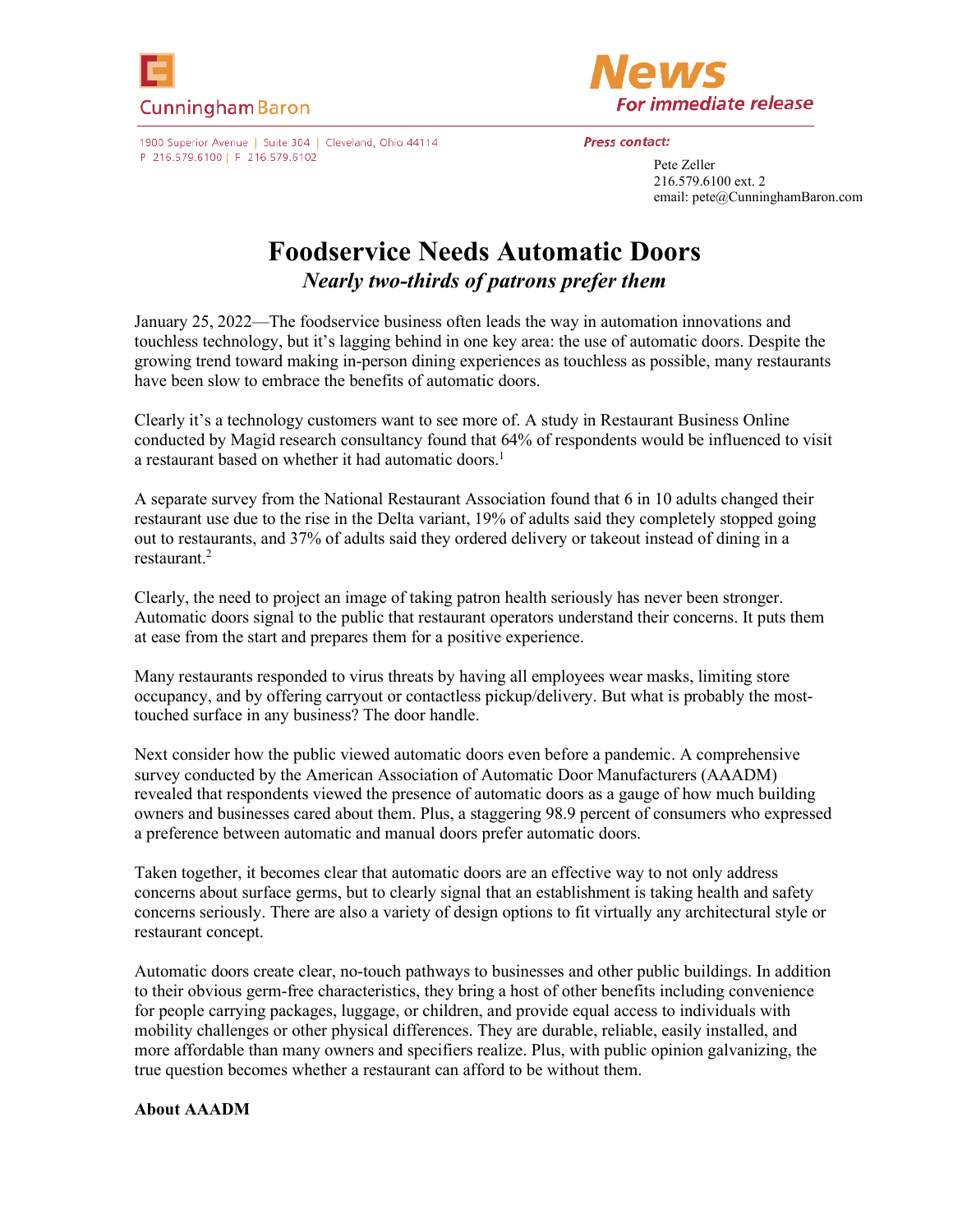Cunningham Baron

1900 Superior Avenue | Suite 304 | Cleveland, Ohio 44114
P 216.579.6100 | F 216.579.6102

**News**
*For immediate release*

*Press contact:*

Pete Zeller
216.579.6100 ext. 2
email: pete@CunninghamBaron.com

# Foodservice Needs Automatic Doors

## *Nearly two-thirds of patrons prefer them*

January 25, 2022—The foodservice business often leads the way in automation innovations and touchless technology, but it's lagging behind in one key area: the use of automatic doors. Despite the growing trend toward making in-person dining experiences as touchless as possible, many restaurants have been slow to embrace the benefits of automatic doors.

Clearly it's a technology customers want to see more of. A study in Restaurant Business Online conducted by Magid research consultancy found that 64% of respondents would be influenced to visit a restaurant based on whether it had automatic doors.[1]

A separate survey from the National Restaurant Association found that 6 in 10 adults changed their restaurant use due to the rise in the Delta variant, 19% of adults said they completely stopped going out to restaurants, and 37% of adults said they ordered delivery or takeout instead of dining in a restaurant.[2]

Clearly, the need to project an image of taking patron health seriously has never been stronger. Automatic doors signal to the public that restaurant operators understand their concerns. It puts them at ease from the start and prepares them for a positive experience.

Many restaurants responded to virus threats by having all employees wear masks, limiting store occupancy, and by offering carryout or contactless pickup/delivery. But what is probably the most-touched surface in any business? The door handle.

Next consider how the public viewed automatic doors even before a pandemic. A comprehensive survey conducted by the American Association of Automatic Door Manufacturers (AAADM) revealed that respondents viewed the presence of automatic doors as a gauge of how much building owners and businesses cared about them. Plus, a staggering 98.9 percent of consumers who expressed a preference between automatic and manual doors prefer automatic doors.

Taken together, it becomes clear that automatic doors are an effective way to not only address concerns about surface germs, but to clearly signal that an establishment is taking health and safety concerns seriously. There are also a variety of design options to fit virtually any architectural style or restaurant concept.

Automatic doors create clear, no-touch pathways to businesses and other public buildings. In addition to their obvious germ-free characteristics, they bring a host of other benefits including convenience for people carrying packages, luggage, or children, and provide equal access to individuals with mobility challenges or other physical differences. They are durable, reliable, easily installed, and more affordable than many owners and specifiers realize. Plus, with public opinion galvanizing, the true question becomes whether a restaurant can afford to be without them.

**About AAADM**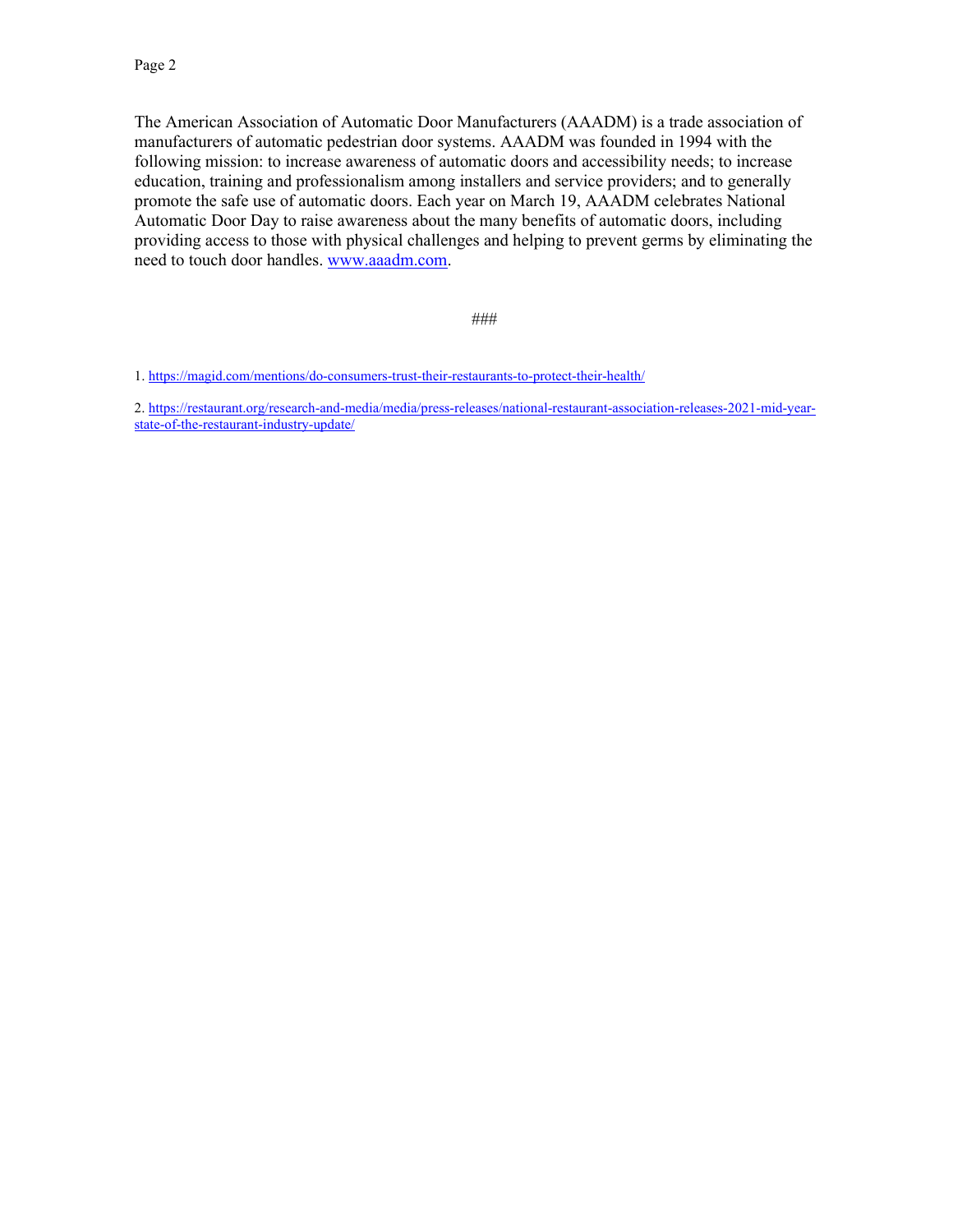The American Association of Automatic Door Manufacturers (AAADM) is a trade association of manufacturers of automatic pedestrian door systems. AAADM was founded in 1994 with the following mission: to increase awareness of automatic doors and accessibility needs; to increase education, training and professionalism among installers and service providers; and to generally promote the safe use of automatic doors. Each year on March 19, AAADM celebrates National Automatic Door Day to raise awareness about the many benefits of automatic doors, including providing access to those with physical challenges and helping to prevent germs by eliminating the need to touch door handles. [www.aaadm.com](http://www.aaadm.com).

###

1. https://magid.com/mentions/do-consumers-trust-their-restaurants-to-protect-their-health/

2. https://restaurant.org/research-and-media/media/press-releases/national-restaurant-association-releases-2021-mid-year-state-of-the-restaurant-industry-update/